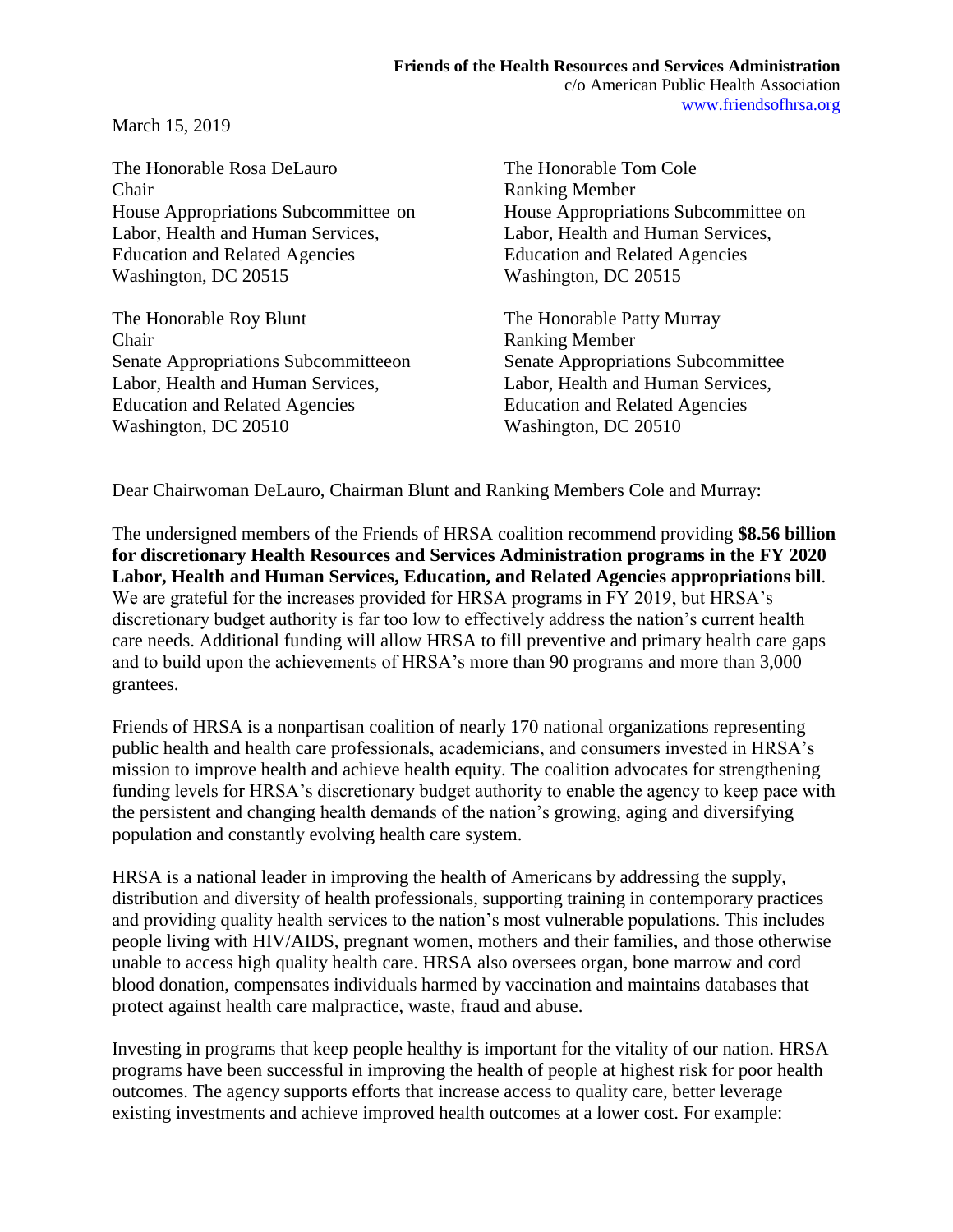**Friends of the Health Resources and Services Administration**
c/o American Public Health Association
www.friendsofhrsa.org

March 15, 2019

The Honorable Rosa DeLauro
Chair
House Appropriations Subcommittee on
Labor, Health and Human Services,
Education and Related Agencies
Washington, DC 20515

The Honorable Tom Cole
Ranking Member
House Appropriations Subcommittee on
Labor, Health and Human Services,
Education and Related Agencies
Washington, DC 20515

The Honorable Roy Blunt
Chair
Senate Appropriations Subcommitteeon
Labor, Health and Human Services,
Education and Related Agencies
Washington, DC 20510

The Honorable Patty Murray
Ranking Member
Senate Appropriations Subcommittee
Labor, Health and Human Services,
Education and Related Agencies
Washington, DC 20510

Dear Chairwoman DeLauro, Chairman Blunt and Ranking Members Cole and Murray:

The undersigned members of the Friends of HRSA coalition recommend providing **$8.56 billion for discretionary Health Resources and Services Administration programs in the FY 2020 Labor, Health and Human Services, Education, and Related Agencies appropriations bill**. We are grateful for the increases provided for HRSA programs in FY 2019, but HRSA's discretionary budget authority is far too low to effectively address the nation's current health care needs. Additional funding will allow HRSA to fill preventive and primary health care gaps and to build upon the achievements of HRSA's more than 90 programs and more than 3,000 grantees.

Friends of HRSA is a nonpartisan coalition of nearly 170 national organizations representing public health and health care professionals, academicians, and consumers invested in HRSA's mission to improve health and achieve health equity. The coalition advocates for strengthening funding levels for HRSA's discretionary budget authority to enable the agency to keep pace with the persistent and changing health demands of the nation's growing, aging and diversifying population and constantly evolving health care system.

HRSA is a national leader in improving the health of Americans by addressing the supply, distribution and diversity of health professionals, supporting training in contemporary practices and providing quality health services to the nation's most vulnerable populations. This includes people living with HIV/AIDS, pregnant women, mothers and their families, and those otherwise unable to access high quality health care. HRSA also oversees organ, bone marrow and cord blood donation, compensates individuals harmed by vaccination and maintains databases that protect against health care malpractice, waste, fraud and abuse.

Investing in programs that keep people healthy is important for the vitality of our nation. HRSA programs have been successful in improving the health of people at highest risk for poor health outcomes. The agency supports efforts that increase access to quality care, better leverage existing investments and achieve improved health outcomes at a lower cost. For example: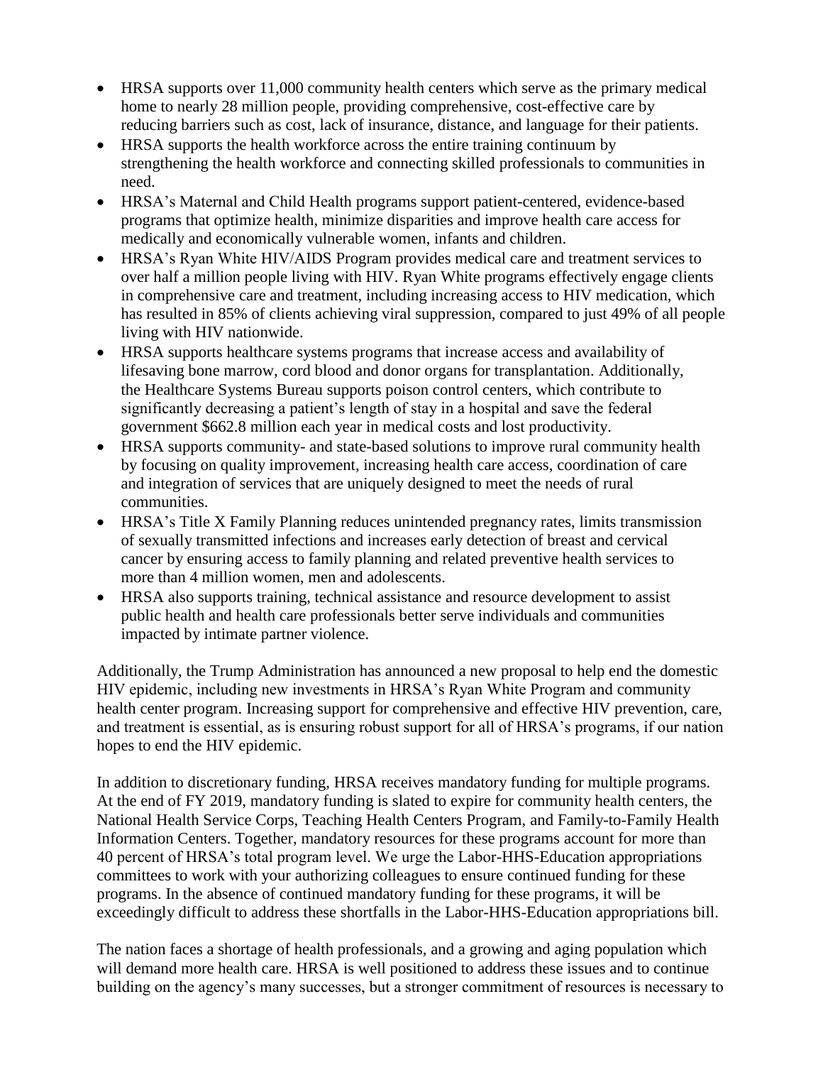- HRSA supports over 11,000 community health centers which serve as the primary medical home to nearly 28 million people, providing comprehensive, cost-effective care by reducing barriers such as cost, lack of insurance, distance, and language for their patients.
- HRSA supports the health workforce across the entire training continuum by strengthening the health workforce and connecting skilled professionals to communities in need.
- HRSA's Maternal and Child Health programs support patient-centered, evidence-based programs that optimize health, minimize disparities and improve health care access for medically and economically vulnerable women, infants and children.
- HRSA's Ryan White HIV/AIDS Program provides medical care and treatment services to over half a million people living with HIV. Ryan White programs effectively engage clients in comprehensive care and treatment, including increasing access to HIV medication, which has resulted in 85% of clients achieving viral suppression, compared to just 49% of all people living with HIV nationwide.
- HRSA supports healthcare systems programs that increase access and availability of lifesaving bone marrow, cord blood and donor organs for transplantation. Additionally, the Healthcare Systems Bureau supports poison control centers, which contribute to significantly decreasing a patient's length of stay in a hospital and save the federal government $662.8 million each year in medical costs and lost productivity.
- HRSA supports community- and state-based solutions to improve rural community health by focusing on quality improvement, increasing health care access, coordination of care and integration of services that are uniquely designed to meet the needs of rural communities.
- HRSA's Title X Family Planning reduces unintended pregnancy rates, limits transmission of sexually transmitted infections and increases early detection of breast and cervical cancer by ensuring access to family planning and related preventive health services to more than 4 million women, men and adolescents.
- HRSA also supports training, technical assistance and resource development to assist public health and health care professionals better serve individuals and communities impacted by intimate partner violence.

Additionally, the Trump Administration has announced a new proposal to help end the domestic HIV epidemic, including new investments in HRSA's Ryan White Program and community health center program. Increasing support for comprehensive and effective HIV prevention, care, and treatment is essential, as is ensuring robust support for all of HRSA's programs, if our nation hopes to end the HIV epidemic.

In addition to discretionary funding, HRSA receives mandatory funding for multiple programs. At the end of FY 2019, mandatory funding is slated to expire for community health centers, the National Health Service Corps, Teaching Health Centers Program, and Family-to-Family Health Information Centers. Together, mandatory resources for these programs account for more than 40 percent of HRSA's total program level. We urge the Labor-HHS-Education appropriations committees to work with your authorizing colleagues to ensure continued funding for these programs. In the absence of continued mandatory funding for these programs, it will be exceedingly difficult to address these shortfalls in the Labor-HHS-Education appropriations bill.

The nation faces a shortage of health professionals, and a growing and aging population which will demand more health care. HRSA is well positioned to address these issues and to continue building on the agency's many successes, but a stronger commitment of resources is necessary to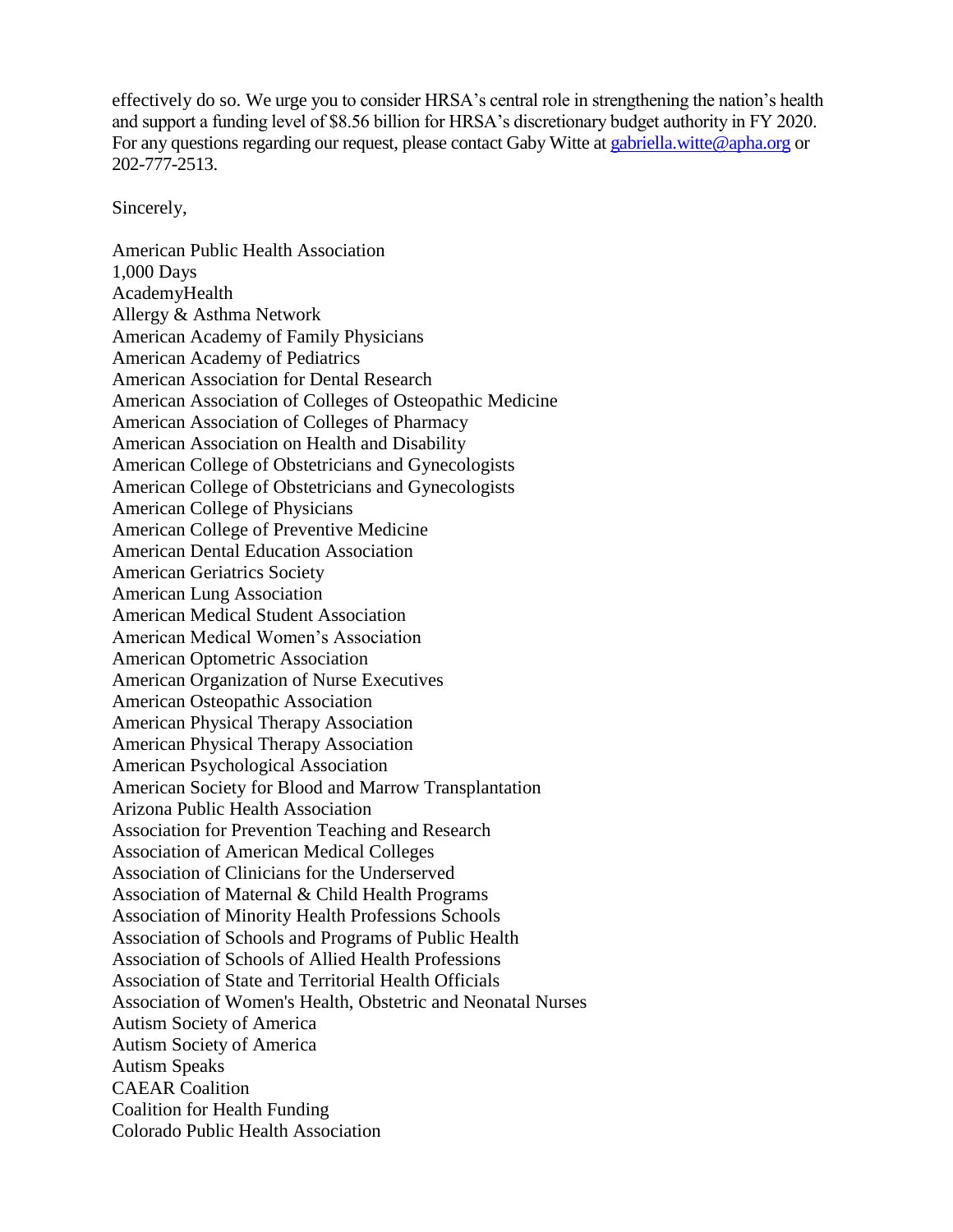effectively do so. We urge you to consider HRSA's central role in strengthening the nation's health and support a funding level of $8.56 billion for HRSA's discretionary budget authority in FY 2020. For any questions regarding our request, please contact Gaby Witte at [gabriella.witte@apha.org](mailto:gabriella.witte@apha.org) or 202-777-2513.

Sincerely,

American Public Health Association
1,000 Days
AcademyHealth
Allergy & Asthma Network
American Academy of Family Physicians
American Academy of Pediatrics
American Association for Dental Research
American Association of Colleges of Osteopathic Medicine
American Association of Colleges of Pharmacy
American Association on Health and Disability
American College of Obstetricians and Gynecologists
American College of Obstetricians and Gynecologists
American College of Physicians
American College of Preventive Medicine
American Dental Education Association
American Geriatrics Society
American Lung Association
American Medical Student Association
American Medical Women's Association
American Optometric Association
American Organization of Nurse Executives
American Osteopathic Association
American Physical Therapy Association
American Physical Therapy Association
American Psychological Association
American Society for Blood and Marrow Transplantation
Arizona Public Health Association
Association for Prevention Teaching and Research
Association of American Medical Colleges
Association of Clinicians for the Underserved
Association of Maternal & Child Health Programs
Association of Minority Health Professions Schools
Association of Schools and Programs of Public Health
Association of Schools of Allied Health Professions
Association of State and Territorial Health Officials
Association of Women's Health, Obstetric and Neonatal Nurses
Autism Society of America
Autism Society of America
Autism Speaks
CAEAR Coalition
Coalition for Health Funding
Colorado Public Health Association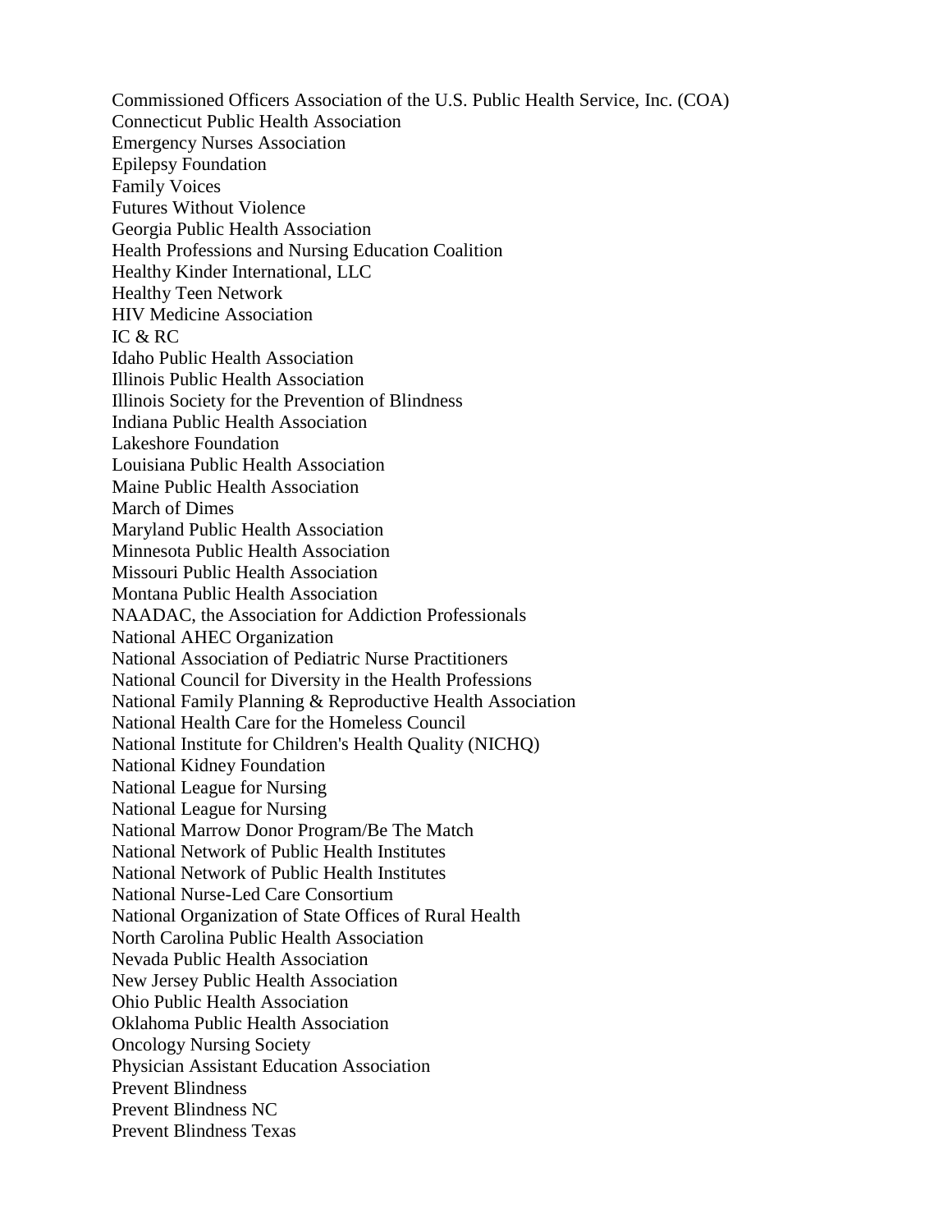Commissioned Officers Association of the U.S. Public Health Service, Inc. (COA)
Connecticut Public Health Association
Emergency Nurses Association
Epilepsy Foundation
Family Voices
Futures Without Violence
Georgia Public Health Association
Health Professions and Nursing Education Coalition
Healthy Kinder International, LLC
Healthy Teen Network
HIV Medicine Association
IC & RC
Idaho Public Health Association
Illinois Public Health Association
Illinois Society for the Prevention of Blindness
Indiana Public Health Association
Lakeshore Foundation
Louisiana Public Health Association
Maine Public Health Association
March of Dimes
Maryland Public Health Association
Minnesota Public Health Association
Missouri Public Health Association
Montana Public Health Association
NAADAC, the Association for Addiction Professionals
National AHEC Organization
National Association of Pediatric Nurse Practitioners
National Council for Diversity in the Health Professions
National Family Planning & Reproductive Health Association
National Health Care for the Homeless Council
National Institute for Children's Health Quality (NICHQ)
National Kidney Foundation
National League for Nursing
National League for Nursing
National Marrow Donor Program/Be The Match
National Network of Public Health Institutes
National Network of Public Health Institutes
National Nurse-Led Care Consortium
National Organization of State Offices of Rural Health
North Carolina Public Health Association
Nevada Public Health Association
New Jersey Public Health Association
Ohio Public Health Association
Oklahoma Public Health Association
Oncology Nursing Society
Physician Assistant Education Association
Prevent Blindness
Prevent Blindness NC
Prevent Blindness Texas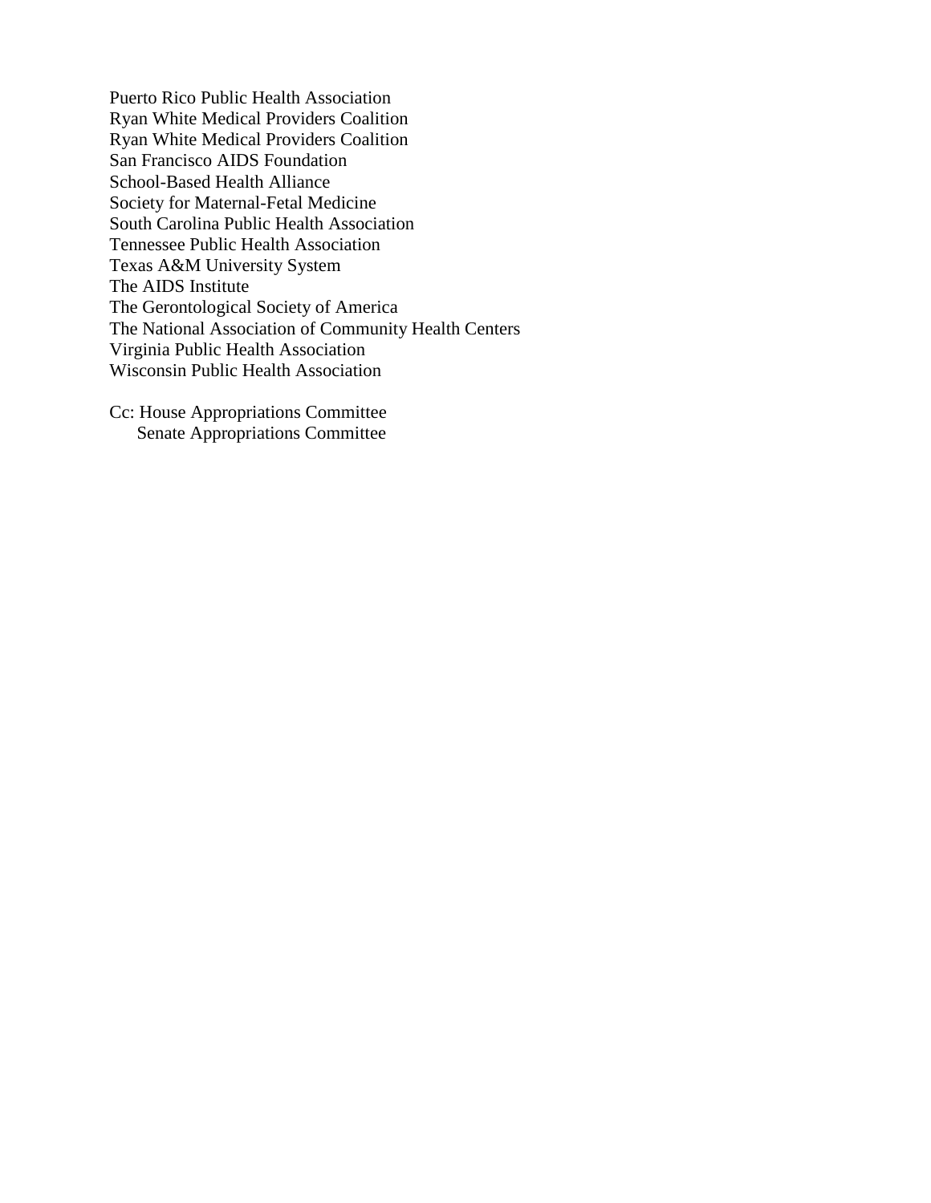Puerto Rico Public Health Association
Ryan White Medical Providers Coalition
Ryan White Medical Providers Coalition
San Francisco AIDS Foundation
School-Based Health Alliance
Society for Maternal-Fetal Medicine
South Carolina Public Health Association
Tennessee Public Health Association
Texas A&M University System
The AIDS Institute
The Gerontological Society of America
The National Association of Community Health Centers
Virginia Public Health Association
Wisconsin Public Health Association

Cc: House Appropriations Committee
Senate Appropriations Committee